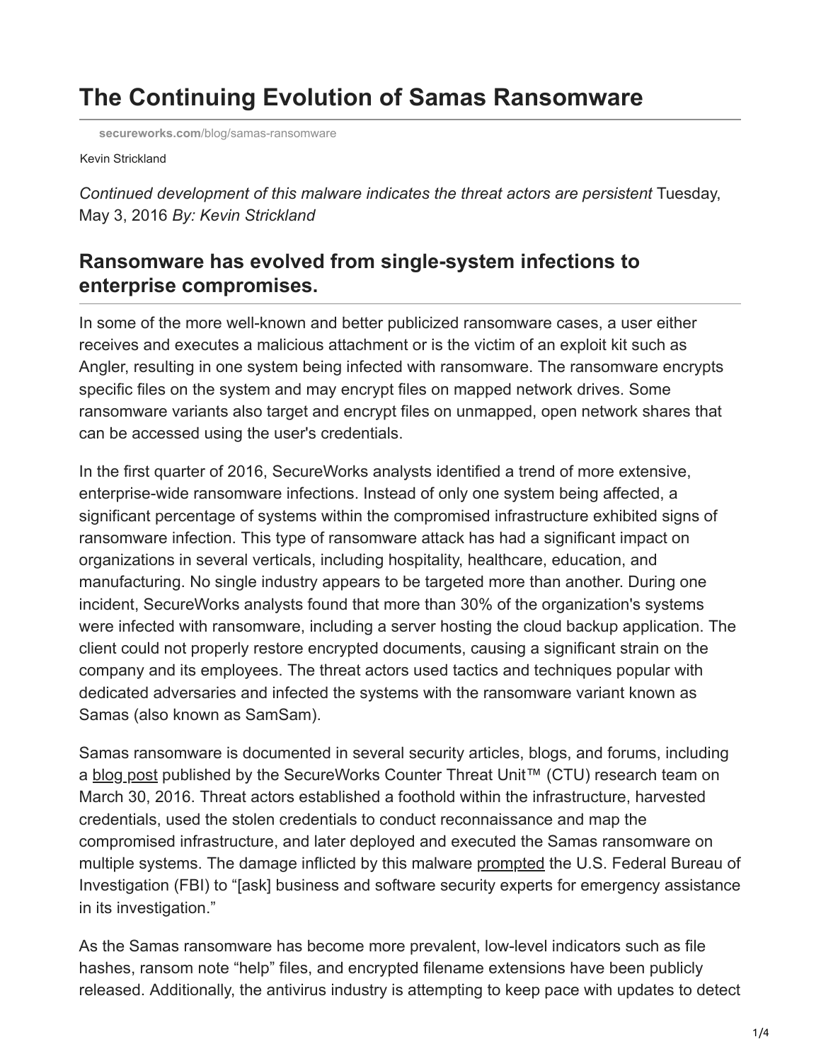# The Continuing Evolution of Samas Ransomware

**secureworks.com**/blog/samas-ransomware

Kevin Strickland

*Continued development of this malware indicates the threat actors are persistent* Tuesday, May 3, 2016 *By: Kevin Strickland*

## Ransomware has evolved from single-system infections to enterprise compromises.

In some of the more well-known and better publicized ransomware cases, a user either receives and executes a malicious attachment or is the victim of an exploit kit such as Angler, resulting in one system being infected with ransomware. The ransomware encrypts specific files on the system and may encrypt files on mapped network drives. Some ransomware variants also target and encrypt files on unmapped, open network shares that can be accessed using the user's credentials.

In the first quarter of 2016, SecureWorks analysts identified a trend of more extensive, enterprise-wide ransomware infections. Instead of only one system being affected, a significant percentage of systems within the compromised infrastructure exhibited signs of ransomware infection. This type of ransomware attack has had a significant impact on organizations in several verticals, including hospitality, healthcare, education, and manufacturing. No single industry appears to be targeted more than another. During one incident, SecureWorks analysts found that more than 30% of the organization's systems were infected with ransomware, including a server hosting the cloud backup application. The client could not properly restore encrypted documents, causing a significant strain on the company and its employees. The threat actors used tactics and techniques popular with dedicated adversaries and infected the systems with the ransomware variant known as Samas (also known as SamSam).

Samas ransomware is documented in several security articles, blogs, and forums, including a blog post published by the SecureWorks Counter Threat Unit™ (CTU) research team on March 30, 2016. Threat actors established a foothold within the infrastructure, harvested credentials, used the stolen credentials to conduct reconnaissance and map the compromised infrastructure, and later deployed and executed the Samas ransomware on multiple systems. The damage inflicted by this malware prompted the U.S. Federal Bureau of Investigation (FBI) to "[ask] business and software security experts for emergency assistance in its investigation."

As the Samas ransomware has become more prevalent, low-level indicators such as file hashes, ransom note "help" files, and encrypted filename extensions have been publicly released. Additionally, the antivirus industry is attempting to keep pace with updates to detect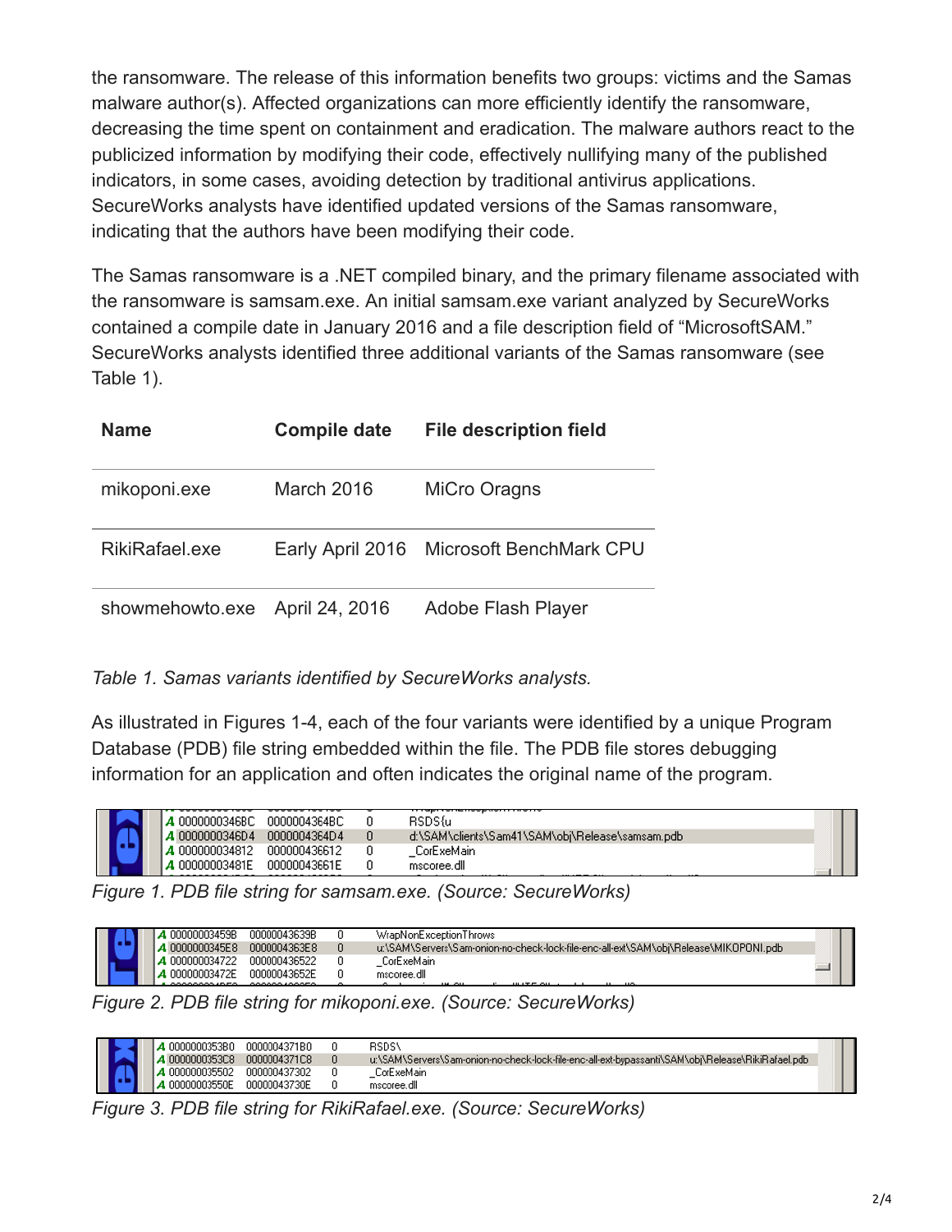the ransomware. The release of this information benefits two groups: victims and the Samas malware author(s). Affected organizations can more efficiently identify the ransomware, decreasing the time spent on containment and eradication. The malware authors react to the publicized information by modifying their code, effectively nullifying many of the published indicators, in some cases, avoiding detection by traditional antivirus applications. SecureWorks analysts have identified updated versions of the Samas ransomware, indicating that the authors have been modifying their code.

The Samas ransomware is a .NET compiled binary, and the primary filename associated with the ransomware is samsam.exe. An initial samsam.exe variant analyzed by SecureWorks contained a compile date in January 2016 and a file description field of “MicrosoftSAM.” SecureWorks analysts identified three additional variants of the Samas ransomware (see Table 1).

| Name | Compile date | File description field |
| --- | --- | --- |
| mikoponi.exe | March 2016 | MiCro Oragns |
| RikiRafael.exe | Early April 2016 | Microsoft BenchMark CPU |
| showmehowto.exe | April 24, 2016 | Adobe Flash Player |

*Table 1. Samas variants identified by SecureWorks analysts.*

As illustrated in Figures 1-4, each of the four variants were identified by a unique Program Database (PDB) file string embedded within the file. The PDB file stores debugging information for an application and often indicates the original name of the program.

```
A 00000000346BC   0000004364BC   0   RSDS{u
A 00000000346D4   0000004364D4   0   d:\SAM\clients\Sam41\SAM\obj\Release\samsam.pdb
A 000000034812    000000436612   0   _CorExeMain
A 00000003481E    00000043661E   0   mscoree.dll
```

*Figure 1. PDB file string for samsam.exe. (Source: SecureWorks)*

```
A 00000003459B   00000043639B   0   WrapNonExceptionThrows
A 0000000345E8   0000004363E8   0   u:\SAM\Servers\Sam-onion-no-check-lock-file-enc-all-ext\SAM\obj\Release\MIKOPONI.pdb
A 000000034722   000000436522   0   _CorExeMain
A 00000003472E   00000043652E   0   mscoree.dll
```

*Figure 2. PDB file string for mikoponi.exe. (Source: SecureWorks)*

```
A 0000000353B0   0000004371B0   0   RSDS\
A 0000000353C8   0000004371C8   0   u:\SAM\Servers\Sam-onion-no-check-lock-file-enc-all-ext-bypassanti\SAM\obj\Release\RikiRafael.pdb
A 000000035502   000000437302   0   _CorExeMain
A 00000003550E   00000043730E   0   mscoree.dll
```

*Figure 3. PDB file string for RikiRafael.exe. (Source: SecureWorks)*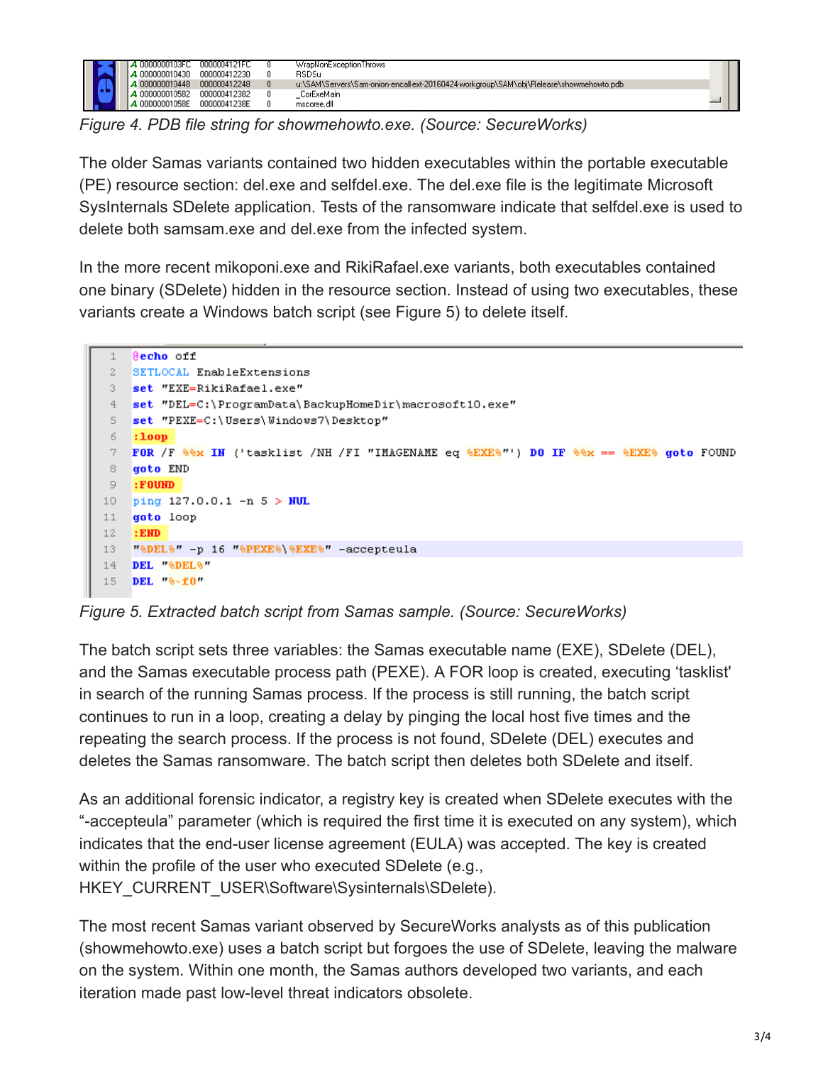| | | | |
|---|---|---|---|
| A 0000000103FC | 0000004121FC | 0 | WrapNonExceptionThrows |
| A 000000010430 | 000000412230 | 0 | RSDSu |
| A 000000010448 | 000000412248 | 0 | u:\SAM\Servers\Sam-onion-encall-ext-20160424-workgroup\SAM\obj\Release\showmehowto.pdb |
| A 000000010582 | 000000412382 | 0 | _CorExeMain |
| A 00000001058E | 00000041238E | 0 | mscoree.dll |

*Figure 4. PDB file string for showmehowto.exe. (Source: SecureWorks)*

The older Samas variants contained two hidden executables within the portable executable (PE) resource section: del.exe and selfdel.exe. The del.exe file is the legitimate Microsoft SysInternals SDelete application. Tests of the ransomware indicate that selfdel.exe is used to delete both samsam.exe and del.exe from the infected system.

In the more recent mikoponi.exe and RikiRafael.exe variants, both executables contained one binary (SDelete) hidden in the resource section. Instead of using two executables, these variants create a Windows batch script (see Figure 5) to delete itself.

```
1   @echo off
2   SETLOCAL EnableExtensions
3   set "EXE=RikiRafael.exe"
4   set "DEL=C:\ProgramData\BackupHomeDir\macrosoft10.exe"
5   set "PEXE=C:\Users\Windows7\Desktop"
6   :loop
7   FOR /F %%x IN ('tasklist /NH /FI "IMAGENAME eq %EXE%"') DO IF %%x == %EXE% goto FOUND
8   goto END
9   :FOUND
10  ping 127.0.0.1 -n 5 > NUL
11  goto loop
12  :END
13  "%DEL%" -p 16 "%PEXE%\%EXE%" -accepteula
14  DEL "%DEL%"
15  DEL "%~f0"
```

*Figure 5. Extracted batch script from Samas sample. (Source: SecureWorks)*

The batch script sets three variables: the Samas executable name (EXE), SDelete (DEL), and the Samas executable process path (PEXE). A FOR loop is created, executing 'tasklist' in search of the running Samas process. If the process is still running, the batch script continues to run in a loop, creating a delay by pinging the local host five times and the repeating the search process. If the process is not found, SDelete (DEL) executes and deletes the Samas ransomware. The batch script then deletes both SDelete and itself.

As an additional forensic indicator, a registry key is created when SDelete executes with the "-accepteula" parameter (which is required the first time it is executed on any system), which indicates that the end-user license agreement (EULA) was accepted. The key is created within the profile of the user who executed SDelete (e.g., HKEY_CURRENT_USER\Software\Sysinternals\SDelete).

The most recent Samas variant observed by SecureWorks analysts as of this publication (showmehowto.exe) uses a batch script but forgoes the use of SDelete, leaving the malware on the system. Within one month, the Samas authors developed two variants, and each iteration made past low-level threat indicators obsolete.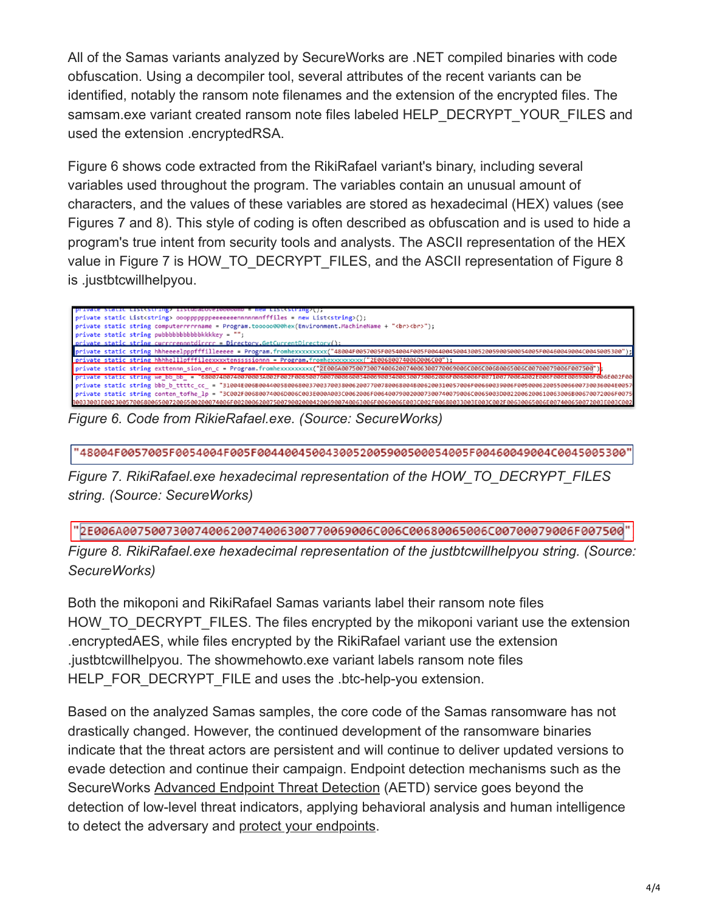All of the Samas variants analyzed by SecureWorks are .NET compiled binaries with code obfuscation. Using a decompiler tool, several attributes of the recent variants can be identified, notably the ransom note filenames and the extension of the encrypted files. The samsam.exe variant created ransom note files labeled HELP_DECRYPT_YOUR_FILES and used the extension .encryptedRSA.

Figure 6 shows code extracted from the RikiRafael variant's binary, including several variables used throughout the program. The variables contain an unusual amount of characters, and the values of these variables are stored as hexadecimal (HEX) values (see Figures 7 and 8). This style of coding is often described as obfuscation and is used to hide a program's true intent from security tools and analysts. The ASCII representation of the HEX value in Figure 7 is HOW_TO_DECRYPT_FILES, and the ASCII representation of Figure 8 is .justbtcwillhelpyou.

```
private static List<string> oooppppppppeeeeeeennnnnnnfffiles = new List<string>();
private static string computerrrrrname = Program.tooooo000hex(Environment.MachineName + "<br><br>");
private static string pubbbbbbbbbbkkkkey = "";
private static string currrenontdirrrr = Directory.GetCurrentDirectory();
private static string hhheeeelpppfffilleeeee = Program.fromhexxxxxxxxx("48004F0057005F0054004F005F0044004500430052005900500054005F00460049004C0045005300");
private static string hhhhellllpfffileexxxxtensssssionnn = Program.fromhexxxxxxxxxx("2E00680074006D006C00");
private static string exttennn_sion_en_c = Program.fromhexxxxxxxxxx("2E006A00750073007400620074006300770069006C006C00680065006C00700079006F007500");
```

Figure 6. Code from RikieRafael.exe. (Source: SecureWorks)

```
"48004F0057005F0054004F005F0044004500430052005900500054005F00460049004C0045005300"
```

Figure 7. RikiRafael.exe hexadecimal representation of the HOW_TO_DECRYPT_FILES string. (Source: SecureWorks)

```
"2E006A00750073007400620074006300770069006C006C00680065006C00700079006F007500"
```

Figure 8. RikiRafael.exe hexadecimal representation of the justbtcwillhelpyou string. (Source: SecureWorks)

Both the mikoponi and RikiRafael Samas variants label their ransom note files HOW_TO_DECRYPT_FILES. The files encrypted by the mikoponi variant use the extension .encryptedAES, while files encrypted by the RikiRafael variant use the extension .justbtcwillhelpyou. The showmehowto.exe variant labels ransom note files HELP_FOR_DECRYPT_FILE and uses the .btc-help-you extension.

Based on the analyzed Samas samples, the core code of the Samas ransomware has not drastically changed. However, the continued development of the ransomware binaries indicate that the threat actors are persistent and will continue to deliver updated versions to evade detection and continue their campaign. Endpoint detection mechanisms such as the SecureWorks Advanced Endpoint Threat Detection (AETD) service goes beyond the detection of low-level threat indicators, applying behavioral analysis and human intelligence to detect the adversary and protect your endpoints.